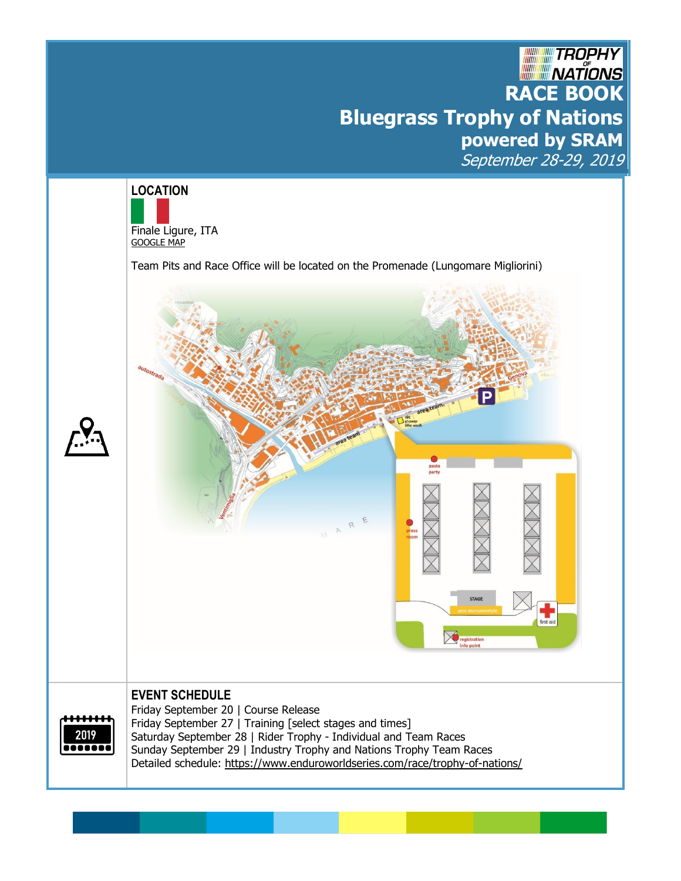TROPHY OF NATIONS

# RACE BOOK

## Bluegrass Trophy of Nations

### powered by SRAM

*September 28-29, 2019*

## LOCATION

Finale Ligure, ITA

GOOGLE MAP

Team Pits and Race Office will be located on the Promenade (Lungomare Migliorini)

## EVENT SCHEDULE

Friday September 20 | Course Release

Friday September 27 | Training [select stages and times]

Saturday September 28 | Rider Trophy - Individual and Team Races

Sunday September 29 | Industry Trophy and Nations Trophy Team Races

Detailed schedule: https://www.enduroworldseries.com/race/trophy-of-nations/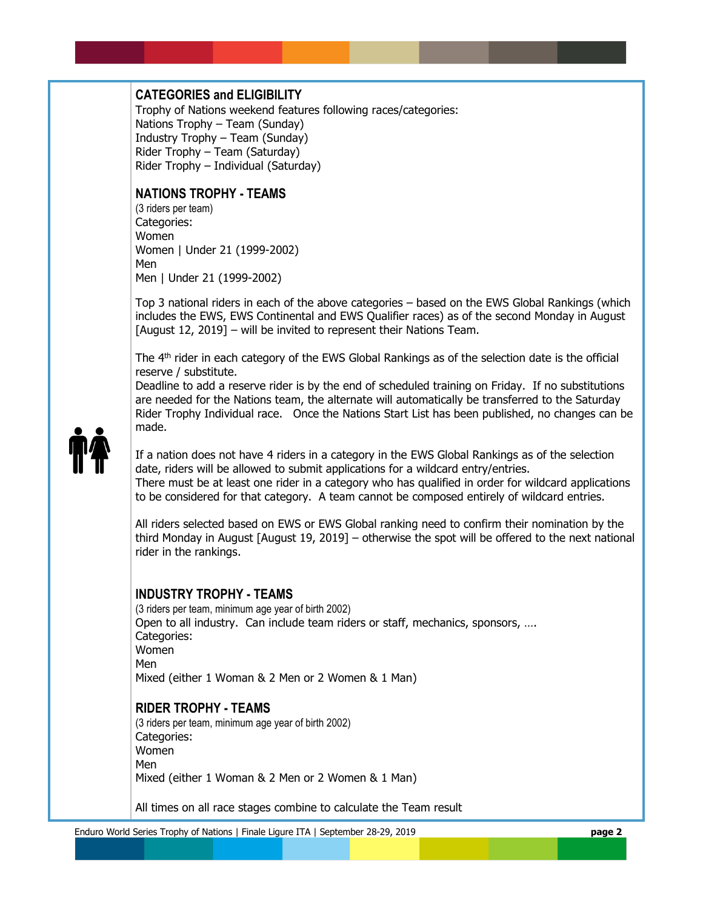## CATEGORIES and ELIGIBILITY

Trophy of Nations weekend features following races/categories:
Nations Trophy – Team (Sunday)
Industry Trophy – Team (Sunday)
Rider Trophy – Team (Saturday)
Rider Trophy – Individual (Saturday)

## NATIONS TROPHY - TEAMS

(3 riders per team)
Categories:
Women
Women | Under 21 (1999-2002)
Men
Men | Under 21 (1999-2002)

Top 3 national riders in each of the above categories – based on the EWS Global Rankings (which includes the EWS, EWS Continental and EWS Qualifier races) as of the second Monday in August [August 12, 2019] – will be invited to represent their Nations Team.

The 4th rider in each category of the EWS Global Rankings as of the selection date is the official reserve / substitute.
Deadline to add a reserve rider is by the end of scheduled training on Friday. If no substitutions are needed for the Nations team, the alternate will automatically be transferred to the Saturday Rider Trophy Individual race. Once the Nations Start List has been published, no changes can be made.

If a nation does not have 4 riders in a category in the EWS Global Rankings as of the selection date, riders will be allowed to submit applications for a wildcard entry/entries.
There must be at least one rider in a category who has qualified in order for wildcard applications to be considered for that category. A team cannot be composed entirely of wildcard entries.

All riders selected based on EWS or EWS Global ranking need to confirm their nomination by the third Monday in August [August 19, 2019] – otherwise the spot will be offered to the next national rider in the rankings.

## INDUSTRY TROPHY - TEAMS

(3 riders per team, minimum age year of birth 2002)
Open to all industry. Can include team riders or staff, mechanics, sponsors, ….
Categories:
Women
Men
Mixed (either 1 Woman & 2 Men or 2 Women & 1 Man)

## RIDER TROPHY - TEAMS

(3 riders per team, minimum age year of birth 2002)
Categories:
Women
Men
Mixed (either 1 Woman & 2 Men or 2 Women & 1 Man)

All times on all race stages combine to calculate the Team result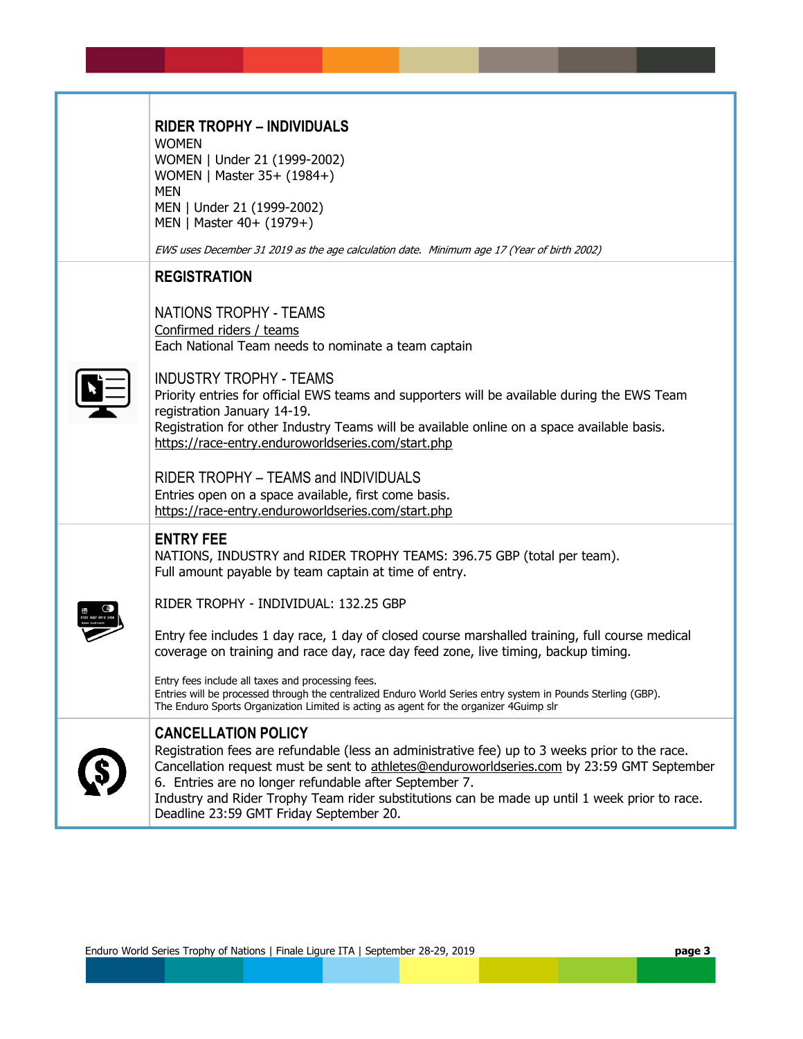## RIDER TROPHY – INDIVIDUALS

WOMEN
WOMEN | Under 21 (1999-2002)
WOMEN | Master 35+ (1984+)
MEN
MEN | Under 21 (1999-2002)
MEN | Master 40+ (1979+)

*EWS uses December 31 2019 as the age calculation date. Minimum age 17 (Year of birth 2002)*

## REGISTRATION

NATIONS TROPHY - TEAMS
Confirmed riders / teams
Each National Team needs to nominate a team captain

INDUSTRY TROPHY - TEAMS
Priority entries for official EWS teams and supporters will be available during the EWS Team registration January 14-19.
Registration for other Industry Teams will be available online on a space available basis.
https://race-entry.enduroworldseries.com/start.php

RIDER TROPHY – TEAMS and INDIVIDUALS
Entries open on a space available, first come basis.
https://race-entry.enduroworldseries.com/start.php

## ENTRY FEE

NATIONS, INDUSTRY and RIDER TROPHY TEAMS: 396.75 GBP (total per team).
Full amount payable by team captain at time of entry.

RIDER TROPHY - INDIVIDUAL: 132.25 GBP

Entry fee includes 1 day race, 1 day of closed course marshalled training, full course medical coverage on training and race day, race day feed zone, live timing, backup timing.

Entry fees include all taxes and processing fees.
Entries will be processed through the centralized Enduro World Series entry system in Pounds Sterling (GBP).
The Enduro Sports Organization Limited is acting as agent for the organizer 4Guimp slr

## CANCELLATION POLICY

Registration fees are refundable (less an administrative fee) up to 3 weeks prior to the race.
Cancellation request must be sent to athletes@enduroworldseries.com by 23:59 GMT September 6. Entries are no longer refundable after September 7.
Industry and Rider Trophy Team rider substitutions can be made up until 1 week prior to race. Deadline 23:59 GMT Friday September 20.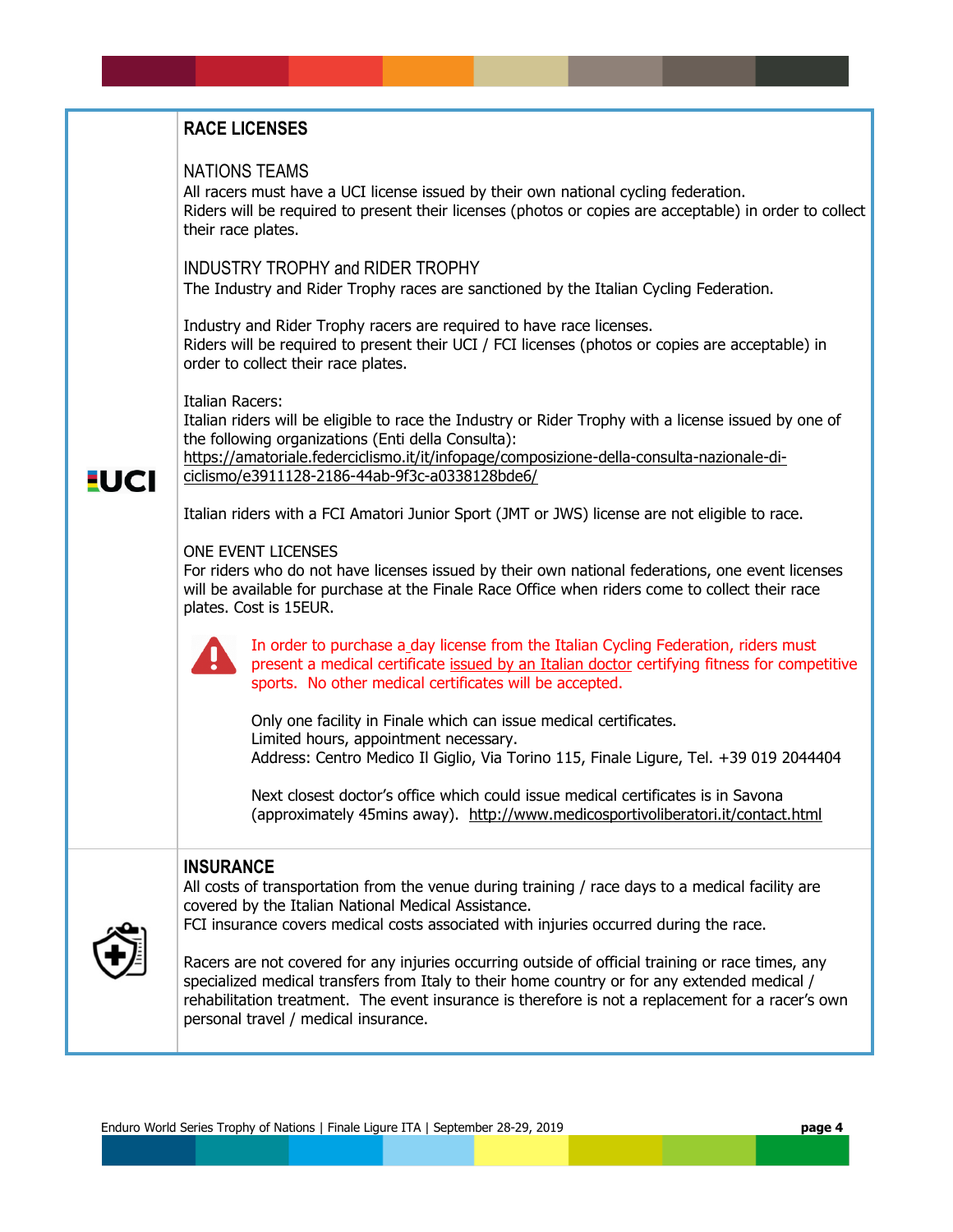## RACE LICENSES

### NATIONS TEAMS

All racers must have a UCI license issued by their own national cycling federation.
Riders will be required to present their licenses (photos or copies are acceptable) in order to collect their race plates.

### INDUSTRY TROPHY and RIDER TROPHY

The Industry and Rider Trophy races are sanctioned by the Italian Cycling Federation.

Industry and Rider Trophy racers are required to have race licenses.
Riders will be required to present their UCI / FCI licenses (photos or copies are acceptable) in order to collect their race plates.

Italian Racers:
Italian riders will be eligible to race the Industry or Rider Trophy with a license issued by one of the following organizations (Enti della Consulta):
https://amatoriale.federciclismo.it/it/infopage/composizione-della-consulta-nazionale-di-ciclismo/e3911128-2186-44ab-9f3c-a0338128bde6/

Italian riders with a FCI Amatori Junior Sport (JMT or JWS) license are not eligible to race.

### ONE EVENT LICENSES

For riders who do not have licenses issued by their own national federations, one event licenses will be available for purchase at the Finale Race Office when riders come to collect their race plates. Cost is 15EUR.

In order to purchase a day license from the Italian Cycling Federation, riders must present a medical certificate issued by an Italian doctor certifying fitness for competitive sports. No other medical certificates will be accepted.

Only one facility in Finale which can issue medical certificates.
Limited hours, appointment necessary.
Address: Centro Medico Il Giglio, Via Torino 115, Finale Ligure, Tel. +39 019 2044404

Next closest doctor's office which could issue medical certificates is in Savona (approximately 45mins away). http://www.medicosportivoliberatori.it/contact.html

## INSURANCE

All costs of transportation from the venue during training / race days to a medical facility are covered by the Italian National Medical Assistance.
FCI insurance covers medical costs associated with injuries occurred during the race.

Racers are not covered for any injuries occurring outside of official training or race times, any specialized medical transfers from Italy to their home country or for any extended medical / rehabilitation treatment. The event insurance is therefore is not a replacement for a racer's own personal travel / medical insurance.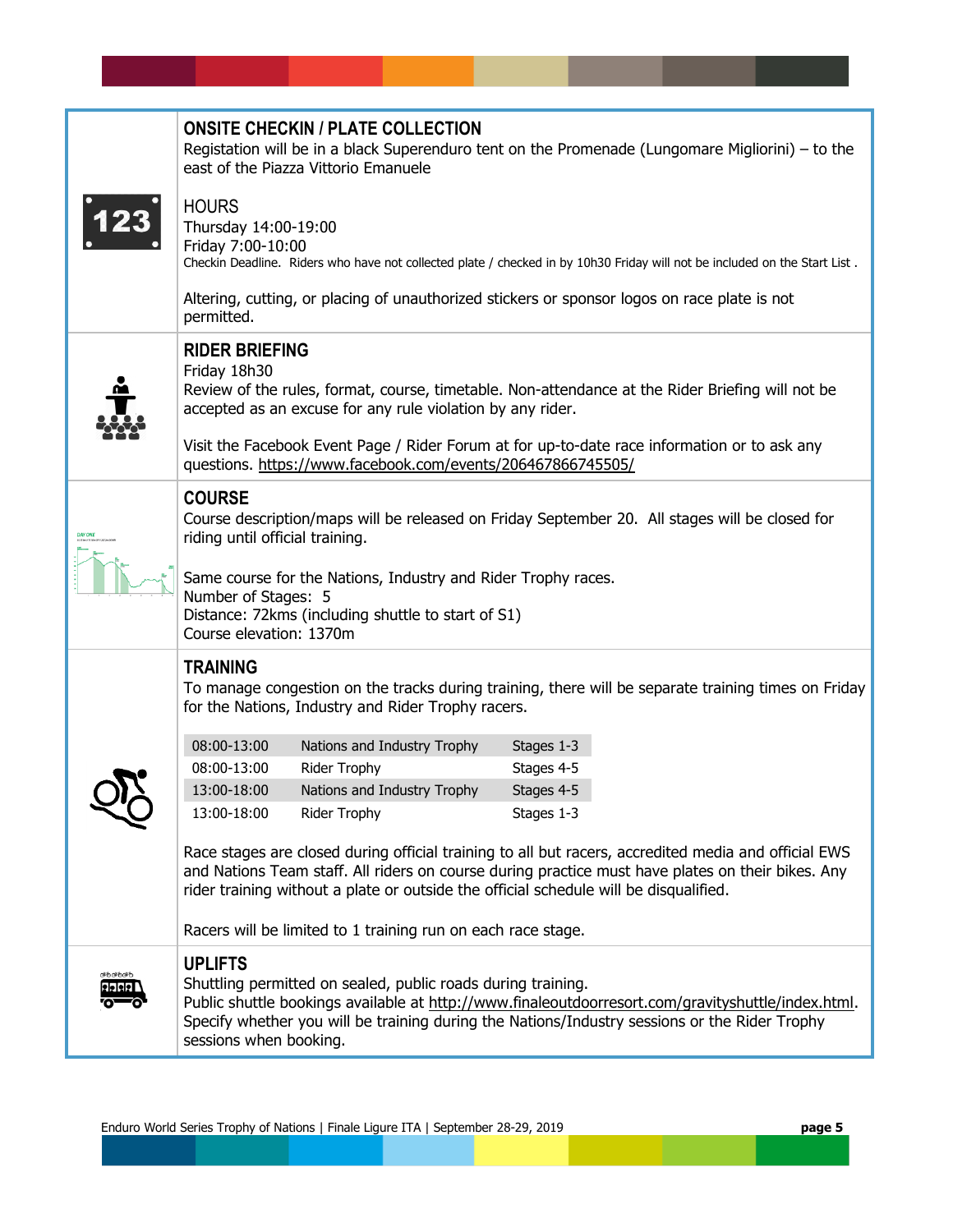## ONSITE CHECKIN / PLATE COLLECTION

Registation will be in a black Superenduro tent on the Promenade (Lungomare Migliorini) – to the east of the Piazza Vittorio Emanuele

HOURS
Thursday 14:00-19:00
Friday 7:00-10:00
Checkin Deadline. Riders who have not collected plate / checked in by 10h30 Friday will not be included on the Start List .

Altering, cutting, or placing of unauthorized stickers or sponsor logos on race plate is not permitted.

## RIDER BRIEFING

Friday 18h30
Review of the rules, format, course, timetable. Non-attendance at the Rider Briefing will not be accepted as an excuse for any rule violation by any rider.

Visit the Facebook Event Page / Rider Forum at for up-to-date race information or to ask any questions. https://www.facebook.com/events/206467866745505/

## COURSE

Course description/maps will be released on Friday September 20. All stages will be closed for riding until official training.

Same course for the Nations, Industry and Rider Trophy races.
Number of Stages: 5
Distance: 72kms (including shuttle to start of S1)
Course elevation: 1370m

## TRAINING

To manage congestion on the tracks during training, there will be separate training times on Friday for the Nations, Industry and Rider Trophy racers.

| | | |
|---|---|---|
| 08:00-13:00 | Nations and Industry Trophy | Stages 1-3 |
| 08:00-13:00 | Rider Trophy | Stages 4-5 |
| 13:00-18:00 | Nations and Industry Trophy | Stages 4-5 |
| 13:00-18:00 | Rider Trophy | Stages 1-3 |

Race stages are closed during official training to all but racers, accredited media and official EWS and Nations Team staff. All riders on course during practice must have plates on their bikes. Any rider training without a plate or outside the official schedule will be disqualified.

Racers will be limited to 1 training run on each race stage.

## UPLIFTS

Shuttling permitted on sealed, public roads during training.
Public shuttle bookings available at http://www.finaleoutdoorresort.com/gravityshuttle/index.html. Specify whether you will be training during the Nations/Industry sessions or the Rider Trophy sessions when booking.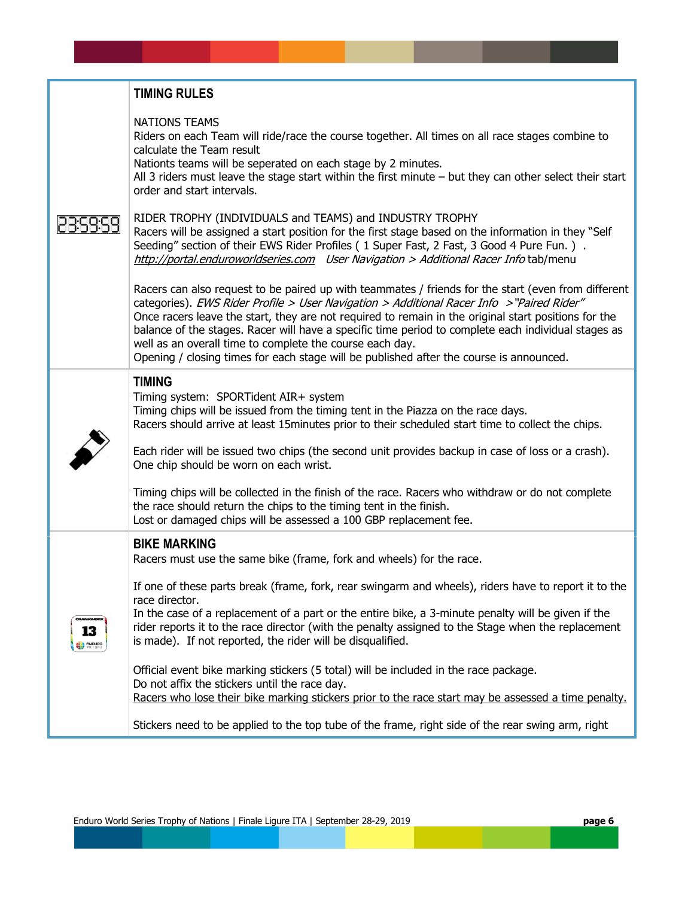## TIMING RULES

NATIONS TEAMS
Riders on each Team will ride/race the course together. All times on all race stages combine to calculate the Team result
Nationts teams will be seperated on each stage by 2 minutes.
All 3 riders must leave the stage start within the first minute – but they can other select their start order and start intervals.

RIDER TROPHY (INDIVIDUALS and TEAMS) and INDUSTRY TROPHY
Racers will be assigned a start position for the first stage based on the information in they "Self Seeding" section of their EWS Rider Profiles ( 1 Super Fast, 2 Fast, 3 Good 4 Pure Fun. ) .
*http://portal.enduroworldseries.com* *User Navigation > Additional Racer Info* tab/menu

Racers can also request to be paired up with teammates / friends for the start (even from different categories). *EWS Rider Profile > User Navigation > Additional Racer Info >"Paired Rider"*
Once racers leave the start, they are not required to remain in the original start positions for the balance of the stages. Racer will have a specific time period to complete each individual stages as well as an overall time to complete the course each day.
Opening / closing times for each stage will be published after the course is announced.

## TIMING

Timing system: SPORTident AIR+ system
Timing chips will be issued from the timing tent in the Piazza on the race days.
Racers should arrive at least 15minutes prior to their scheduled start time to collect the chips.

Each rider will be issued two chips (the second unit provides backup in case of loss or a crash).
One chip should be worn on each wrist.

Timing chips will be collected in the finish of the race. Racers who withdraw or do not complete the race should return the chips to the timing tent in the finish.
Lost or damaged chips will be assessed a 100 GBP replacement fee.

## BIKE MARKING

Racers must use the same bike (frame, fork and wheels) for the race.

If one of these parts break (frame, fork, rear swingarm and wheels), riders have to report it to the race director.
In the case of a replacement of a part or the entire bike, a 3-minute penalty will be given if the rider reports it to the race director (with the penalty assigned to the Stage when the replacement is made). If not reported, the rider will be disqualified.

Official event bike marking stickers (5 total) will be included in the race package.
Do not affix the stickers until the race day.
Racers who lose their bike marking stickers prior to the race start may be assessed a time penalty.

Stickers need to be applied to the top tube of the frame, right side of the rear swing arm, right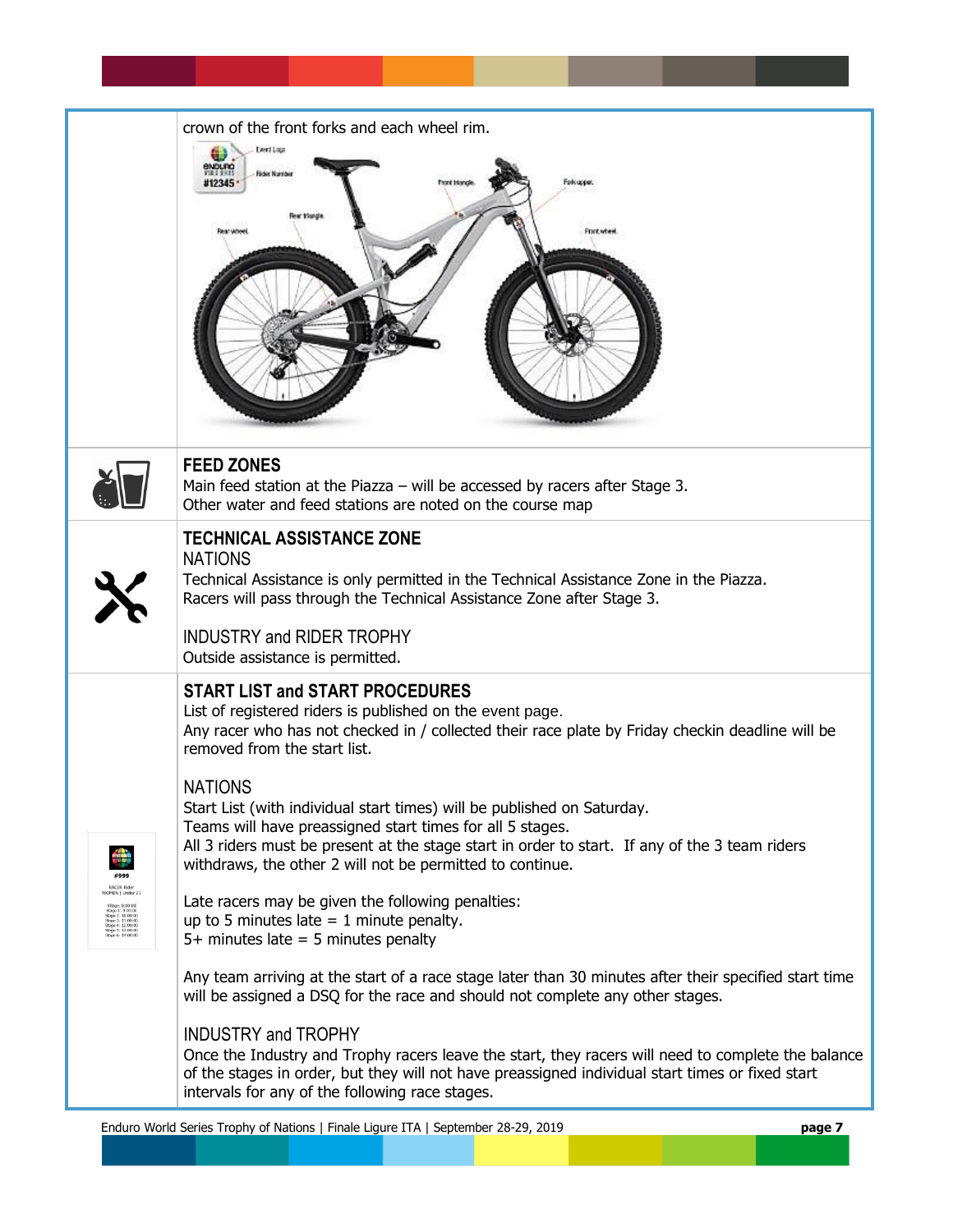crown of the front forks and each wheel rim.

## FEED ZONES

Main feed station at the Piazza – will be accessed by racers after Stage 3.
Other water and feed stations are noted on the course map

## TECHNICAL ASSISTANCE ZONE

NATIONS

Technical Assistance is only permitted in the Technical Assistance Zone in the Piazza.
Racers will pass through the Technical Assistance Zone after Stage 3.

INDUSTRY and RIDER TROPHY

Outside assistance is permitted.

## START LIST and START PROCEDURES

List of registered riders is published on the event page.
Any racer who has not checked in / collected their race plate by Friday checkin deadline will be removed from the start list.

NATIONS

Start List (with individual start times) will be published on Saturday.
Teams will have preassigned start times for all 5 stages.
All 3 riders must be present at the stage start in order to start. If any of the 3 team riders withdraws, the other 2 will not be permitted to continue.

Late racers may be given the following penalties:
up to 5 minutes late = 1 minute penalty.
5+ minutes late = 5 minutes penalty

Any team arriving at the start of a race stage later than 30 minutes after their specified start time will be assigned a DSQ for the race and should not complete any other stages.

INDUSTRY and TROPHY

Once the Industry and Trophy racers leave the start, they racers will need to complete the balance of the stages in order, but they will not have preassigned individual start times or fixed start intervals for any of the following race stages.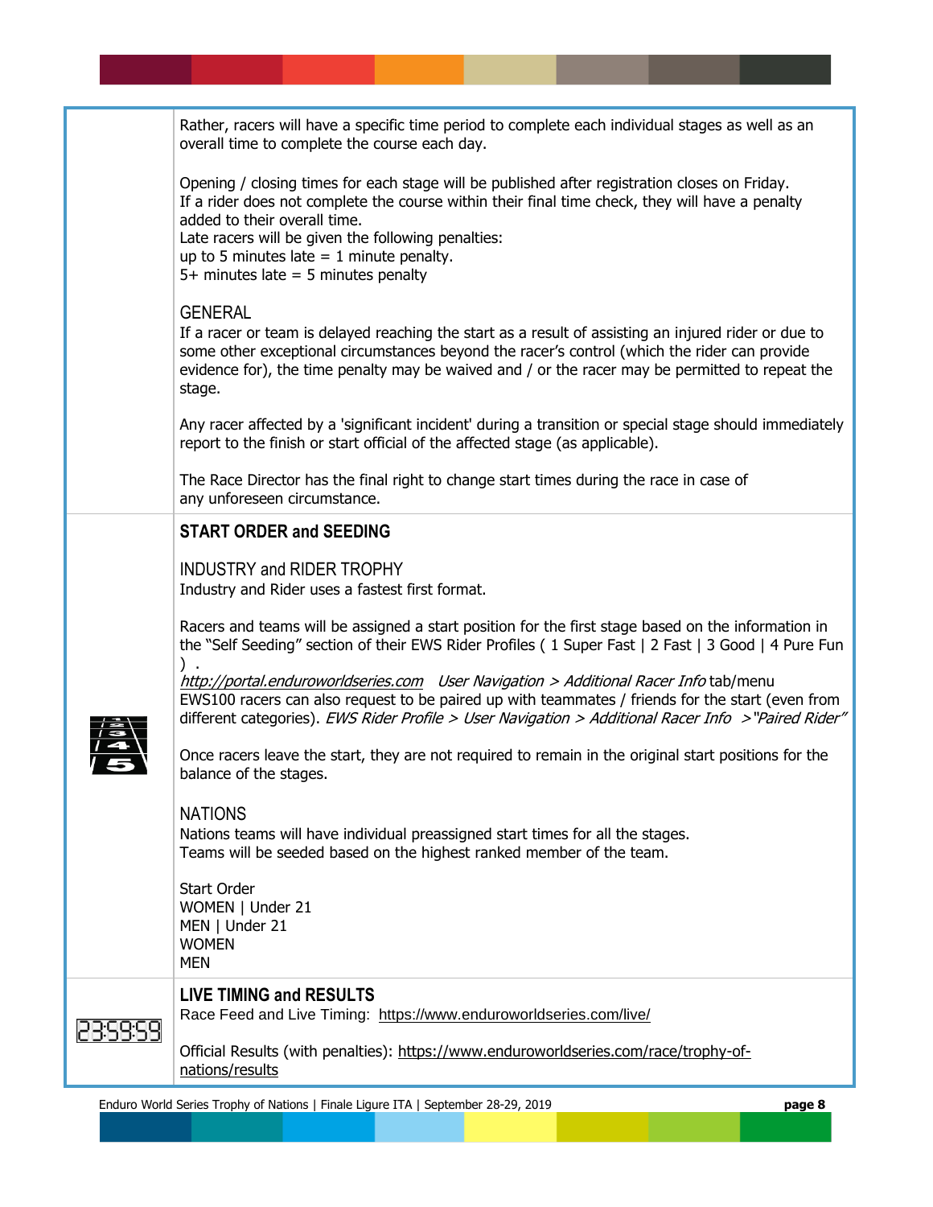Rather, racers will have a specific time period to complete each individual stages as well as an overall time to complete the course each day.

Opening / closing times for each stage will be published after registration closes on Friday.
If a rider does not complete the course within their final time check, they will have a penalty added to their overall time.
Late racers will be given the following penalties:
up to 5 minutes late = 1 minute penalty.
5+ minutes late = 5 minutes penalty

GENERAL
If a racer or team is delayed reaching the start as a result of assisting an injured rider or due to some other exceptional circumstances beyond the racer's control (which the rider can provide evidence for), the time penalty may be waived and / or the racer may be permitted to repeat the stage.

Any racer affected by a 'significant incident' during a transition or special stage should immediately report to the finish or start official of the affected stage (as applicable).

The Race Director has the final right to change start times during the race in case of any unforeseen circumstance.

## START ORDER and SEEDING

INDUSTRY and RIDER TROPHY
Industry and Rider uses a fastest first format.

Racers and teams will be assigned a start position for the first stage based on the information in the "Self Seeding" section of their EWS Rider Profiles ( 1 Super Fast | 2 Fast | 3 Good | 4 Pure Fun ) .
*http://portal.enduroworldseries.com* *User Navigation > Additional Racer Info* tab/menu
EWS100 racers can also request to be paired up with teammates / friends for the start (even from different categories). *EWS Rider Profile > User Navigation > Additional Racer Info >"Paired Rider"*

Once racers leave the start, they are not required to remain in the original start positions for the balance of the stages.

NATIONS
Nations teams will have individual preassigned start times for all the stages.
Teams will be seeded based on the highest ranked member of the team.

Start Order
WOMEN | Under 21
MEN | Under 21
WOMEN
MEN

## LIVE TIMING and RESULTS

Race Feed and Live Timing: https://www.enduroworldseries.com/live/

Official Results (with penalties): https://www.enduroworldseries.com/race/trophy-of-nations/results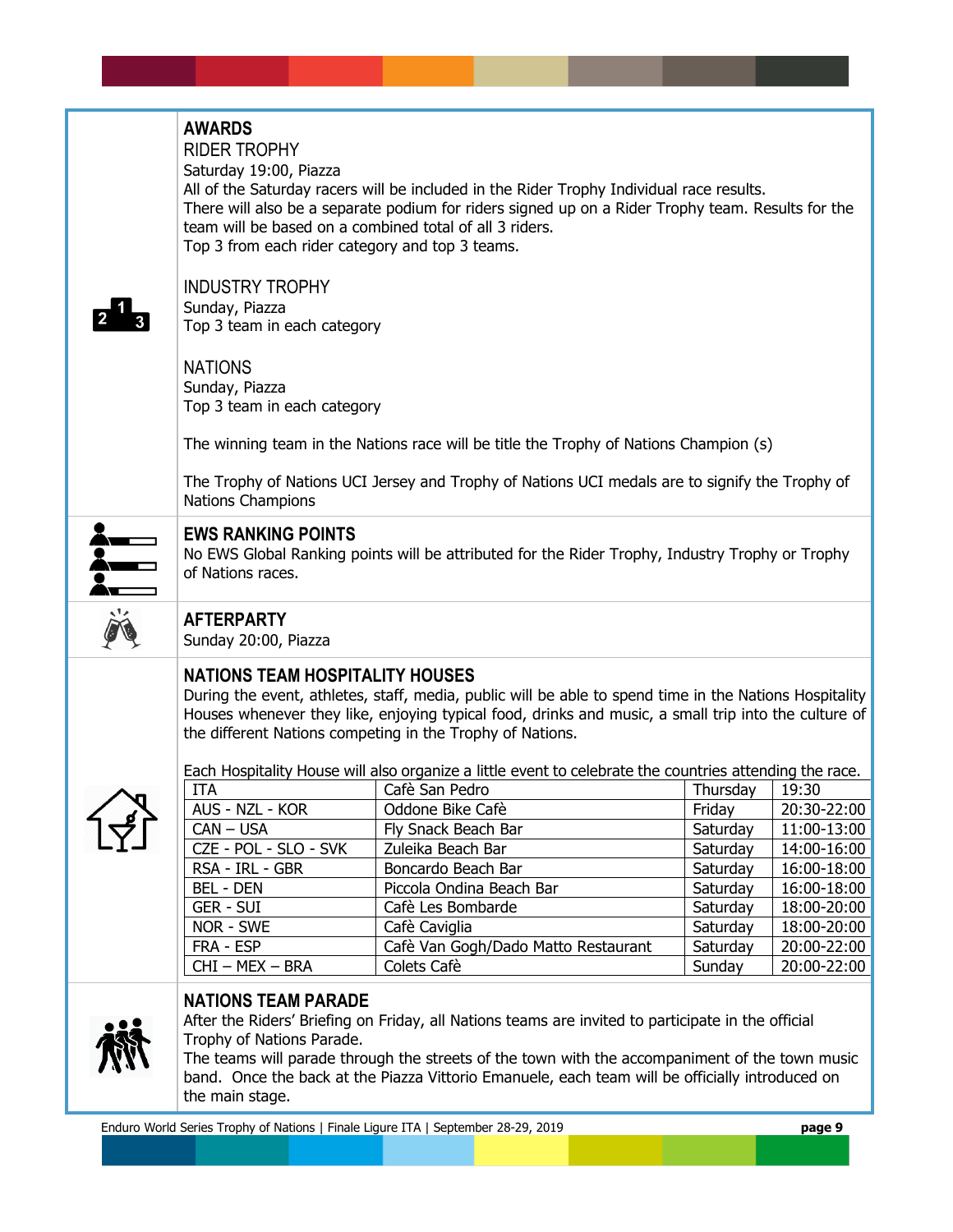## AWARDS

### RIDER TROPHY

Saturday 19:00, Piazza

All of the Saturday racers will be included in the Rider Trophy Individual race results.

There will also be a separate podium for riders signed up on a Rider Trophy team. Results for the team will be based on a combined total of all 3 riders.

Top 3 from each rider category and top 3 teams.

### INDUSTRY TROPHY

Sunday, Piazza

Top 3 team in each category

### NATIONS

Sunday, Piazza

Top 3 team in each category

The winning team in the Nations race will be title the Trophy of Nations Champion (s)

The Trophy of Nations UCI Jersey and Trophy of Nations UCI medals are to signify the Trophy of Nations Champions

## EWS RANKING POINTS

No EWS Global Ranking points will be attributed for the Rider Trophy, Industry Trophy or Trophy of Nations races.

## AFTERPARTY

Sunday 20:00, Piazza

## NATIONS TEAM HOSPITALITY HOUSES

During the event, athletes, staff, media, public will be able to spend time in the Nations Hospitality Houses whenever they like, enjoying typical food, drinks and music, a small trip into the culture of the different Nations competing in the Trophy of Nations.

Each Hospitality House will also organize a little event to celebrate the countries attending the race.

| | | | |
|---|---|---|---|
| ITA | Cafè San Pedro | Thursday | 19:30 |
| AUS - NZL - KOR | Oddone Bike Cafè | Friday | 20:30-22:00 |
| CAN – USA | Fly Snack Beach Bar | Saturday | 11:00-13:00 |
| CZE - POL - SLO - SVK | Zuleika Beach Bar | Saturday | 14:00-16:00 |
| RSA - IRL - GBR | Boncardo Beach Bar | Saturday | 16:00-18:00 |
| BEL - DEN | Piccola Ondina Beach Bar | Saturday | 16:00-18:00 |
| GER - SUI | Cafè Les Bombarde | Saturday | 18:00-20:00 |
| NOR - SWE | Cafè Caviglia | Saturday | 18:00-20:00 |
| FRA - ESP | Cafè Van Gogh/Dado Matto Restaurant | Saturday | 20:00-22:00 |
| CHI – MEX – BRA | Colets Cafè | Sunday | 20:00-22:00 |

## NATIONS TEAM PARADE

After the Riders' Briefing on Friday, all Nations teams are invited to participate in the official Trophy of Nations Parade.

The teams will parade through the streets of the town with the accompaniment of the town music band. Once the back at the Piazza Vittorio Emanuele, each team will be officially introduced on the main stage.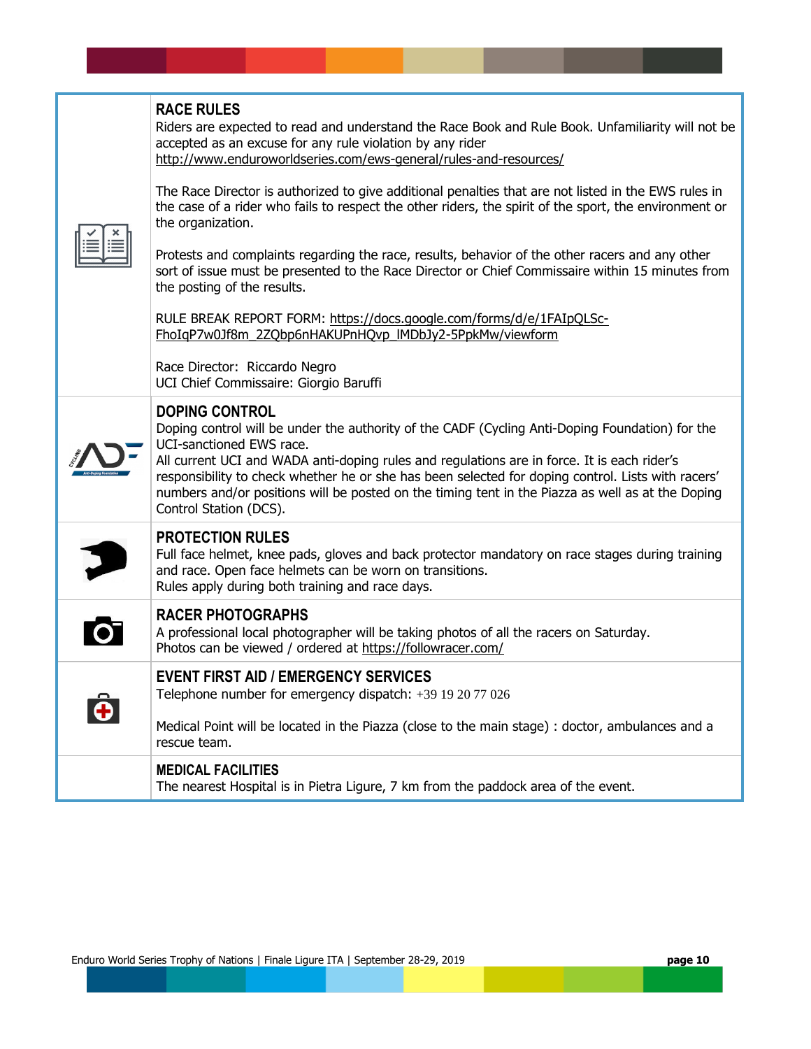## RACE RULES

Riders are expected to read and understand the Race Book and Rule Book. Unfamiliarity will not be accepted as an excuse for any rule violation by any rider
http://www.enduroworldseries.com/ews-general/rules-and-resources/

The Race Director is authorized to give additional penalties that are not listed in the EWS rules in the case of a rider who fails to respect the other riders, the spirit of the sport, the environment or the organization.

Protests and complaints regarding the race, results, behavior of the other racers and any other sort of issue must be presented to the Race Director or Chief Commissaire within 15 minutes from the posting of the results.

RULE BREAK REPORT FORM: https://docs.google.com/forms/d/e/1FAIpQLSc-FhoIqP7w0Jf8m_2ZQbp6nHAKUPnHQvp_lMDbJy2-5PpkMw/viewform

Race Director: Riccardo Negro
UCI Chief Commissaire: Giorgio Baruffi

## DOPING CONTROL

Doping control will be under the authority of the CADF (Cycling Anti-Doping Foundation) for the UCI-sanctioned EWS race.
All current UCI and WADA anti-doping rules and regulations are in force. It is each rider's responsibility to check whether he or she has been selected for doping control. Lists with racers' numbers and/or positions will be posted on the timing tent in the Piazza as well as at the Doping Control Station (DCS).

## PROTECTION RULES

Full face helmet, knee pads, gloves and back protector mandatory on race stages during training and race. Open face helmets can be worn on transitions.
Rules apply during both training and race days.

## RACER PHOTOGRAPHS

A professional local photographer will be taking photos of all the racers on Saturday.
Photos can be viewed / ordered at https://followracer.com/

## EVENT FIRST AID / EMERGENCY SERVICES

Telephone number for emergency dispatch: +39 19 20 77 026

Medical Point will be located in the Piazza (close to the main stage) : doctor, ambulances and a rescue team.

## MEDICAL FACILITIES

The nearest Hospital is in Pietra Ligure, 7 km from the paddock area of the event.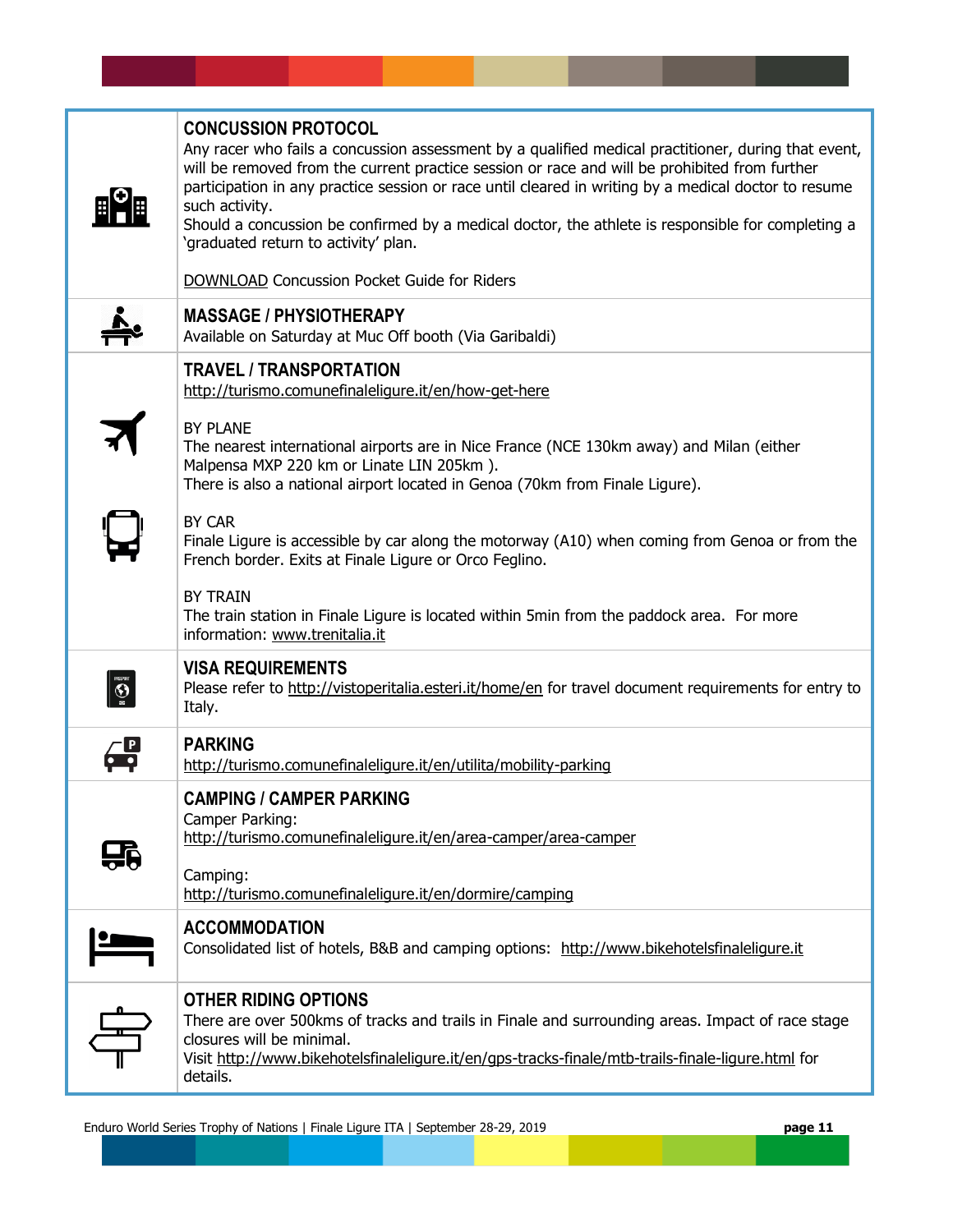## CONCUSSION PROTOCOL

Any racer who fails a concussion assessment by a qualified medical practitioner, during that event, will be removed from the current practice session or race and will be prohibited from further participation in any practice session or race until cleared in writing by a medical doctor to resume such activity.

Should a concussion be confirmed by a medical doctor, the athlete is responsible for completing a 'graduated return to activity' plan.

DOWNLOAD Concussion Pocket Guide for Riders

## MASSAGE / PHYSIOTHERAPY

Available on Saturday at Muc Off booth (Via Garibaldi)

## TRAVEL / TRANSPORTATION

http://turismo.comunefinaleligure.it/en/how-get-here

BY PLANE

The nearest international airports are in Nice France (NCE 130km away) and Milan (either Malpensa MXP 220 km or Linate LIN 205km ).

There is also a national airport located in Genoa (70km from Finale Ligure).

BY CAR

Finale Ligure is accessible by car along the motorway (A10) when coming from Genoa or from the French border. Exits at Finale Ligure or Orco Feglino.

BY TRAIN

The train station in Finale Ligure is located within 5min from the paddock area. For more information: www.trenitalia.it

## VISA REQUIREMENTS

Please refer to http://vistoperitalia.esteri.it/home/en for travel document requirements for entry to Italy.

## PARKING

http://turismo.comunefinaleligure.it/en/utilita/mobility-parking

## CAMPING / CAMPER PARKING

Camper Parking:
http://turismo.comunefinaleligure.it/en/area-camper/area-camper

Camping:
http://turismo.comunefinaleligure.it/en/dormire/camping

## ACCOMMODATION

Consolidated list of hotels, B&B and camping options: http://www.bikehotelsfinaleligure.it

## OTHER RIDING OPTIONS

There are over 500kms of tracks and trails in Finale and surrounding areas. Impact of race stage closures will be minimal.

Visit http://www.bikehotelsfinaleligure.it/en/gps-tracks-finale/mtb-trails-finale-ligure.html for details.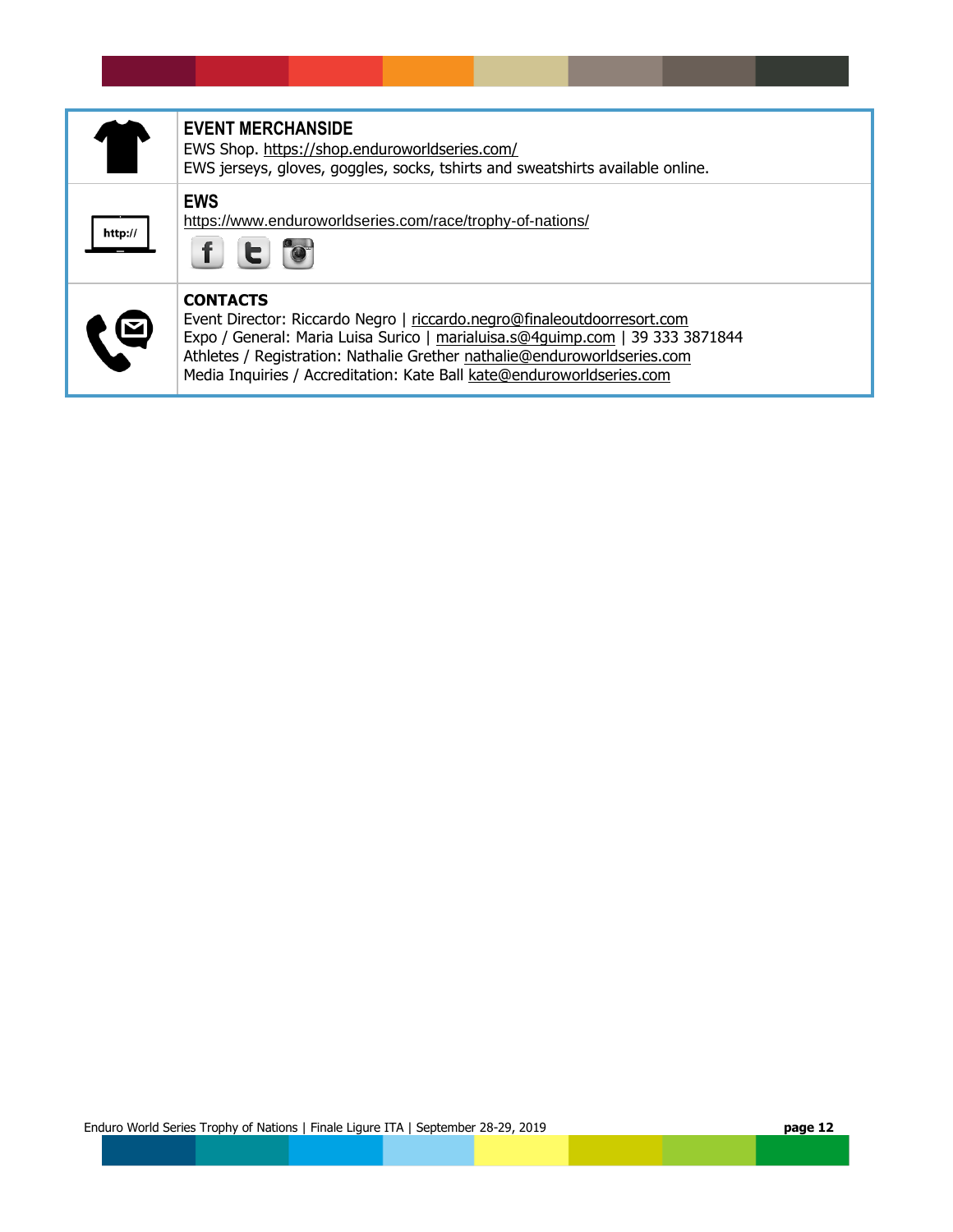| | |
|---|---|
| | **EVENT MERCHANSIDE**<br>EWS Shop. https://shop.enduroworldseries.com/<br>EWS jerseys, gloves, goggles, socks, tshirts and sweatshirts available online. |
| http:// | **EWS**<br>https://www.enduroworldseries.com/race/trophy-of-nations/ |
| | **CONTACTS**<br>Event Director: Riccardo Negro \| riccardo.negro@finaleoutdoorresort.com<br>Expo / General: Maria Luisa Surico \| marialuisa.s@4guimp.com \| 39 333 3871844<br>Athletes / Registration: Nathalie Grether nathalie@enduroworldseries.com<br>Media Inquiries / Accreditation: Kate Ball kate@enduroworldseries.com |